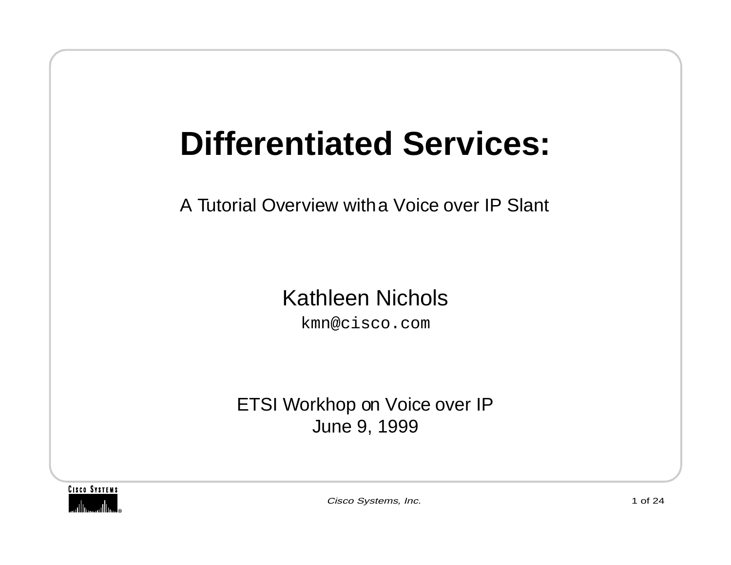# Differentiated Services:

A Tutorial Overview with a Voice over IP Slant

Kathleen Nichols

kmn@cisco.com

ETSI Workhop on Voice over IP

June 9, 1999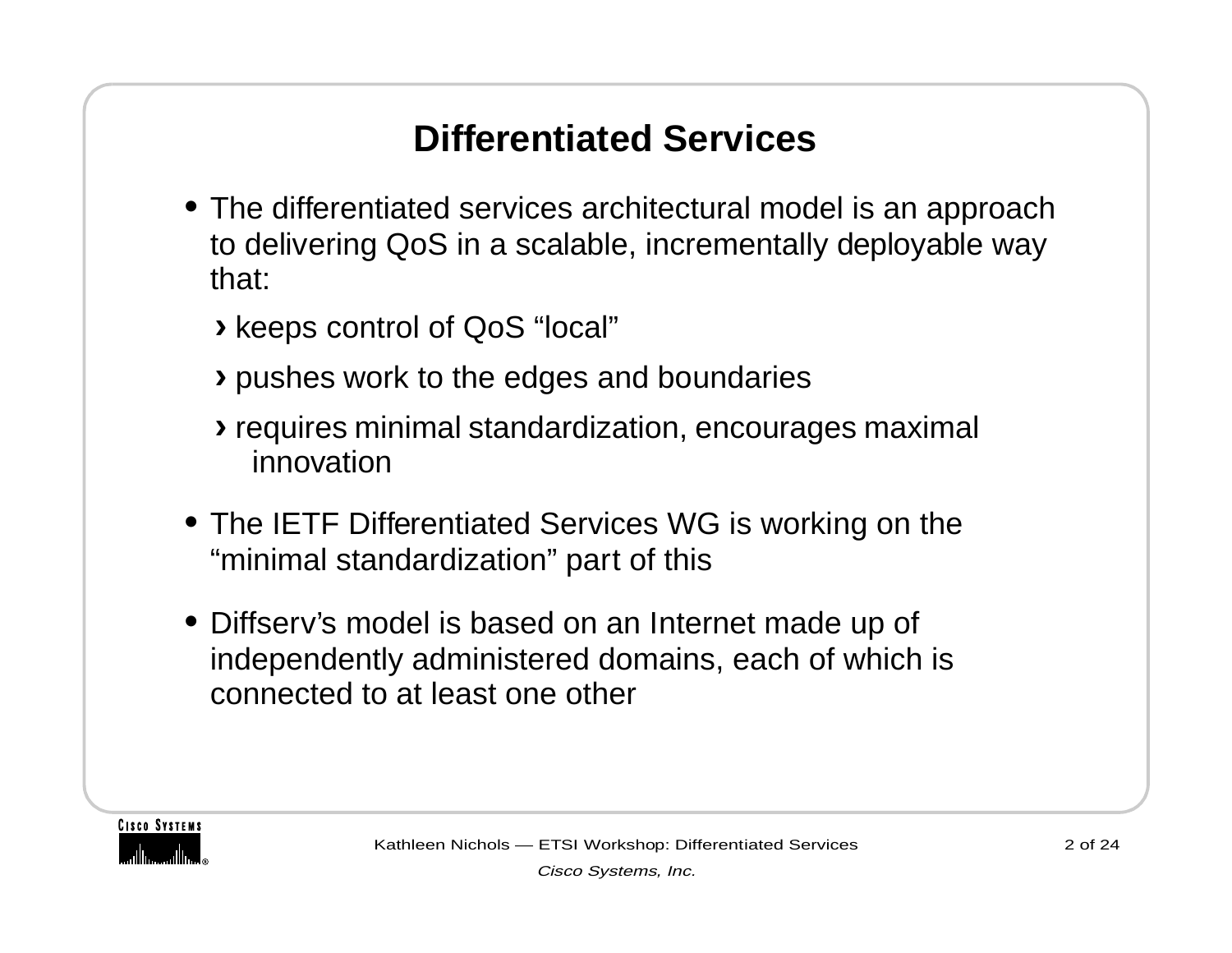## Differentiated Services

- The differentiated services architectural model is an approach to delivering QoS in a scalable, incrementally deployable way that:
  - keeps control of QoS “local”
  - pushes work to the edges and boundaries
  - requires minimal standardization, encourages maximal innovation
- The IETF Differentiated Services WG is working on the “minimal standardization” part of this
- Diffserv’s model is based on an Internet made up of independently administered domains, each of which is connected to at least one other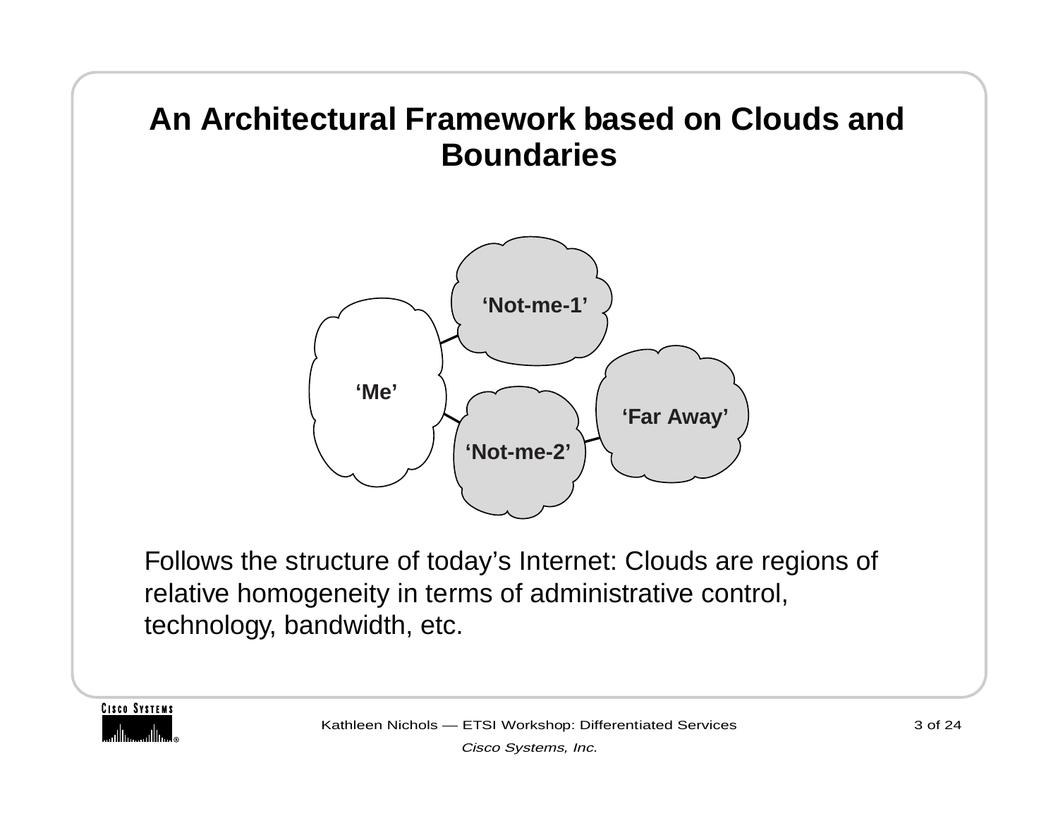# An Architectural Framework based on Clouds and Boundaries

‘Not-me-1’

‘Me’

‘Far Away’

‘Not-me-2’

Follows the structure of today’s Internet: Clouds are regions of relative homogeneity in terms of administrative control, technology, bandwidth, etc.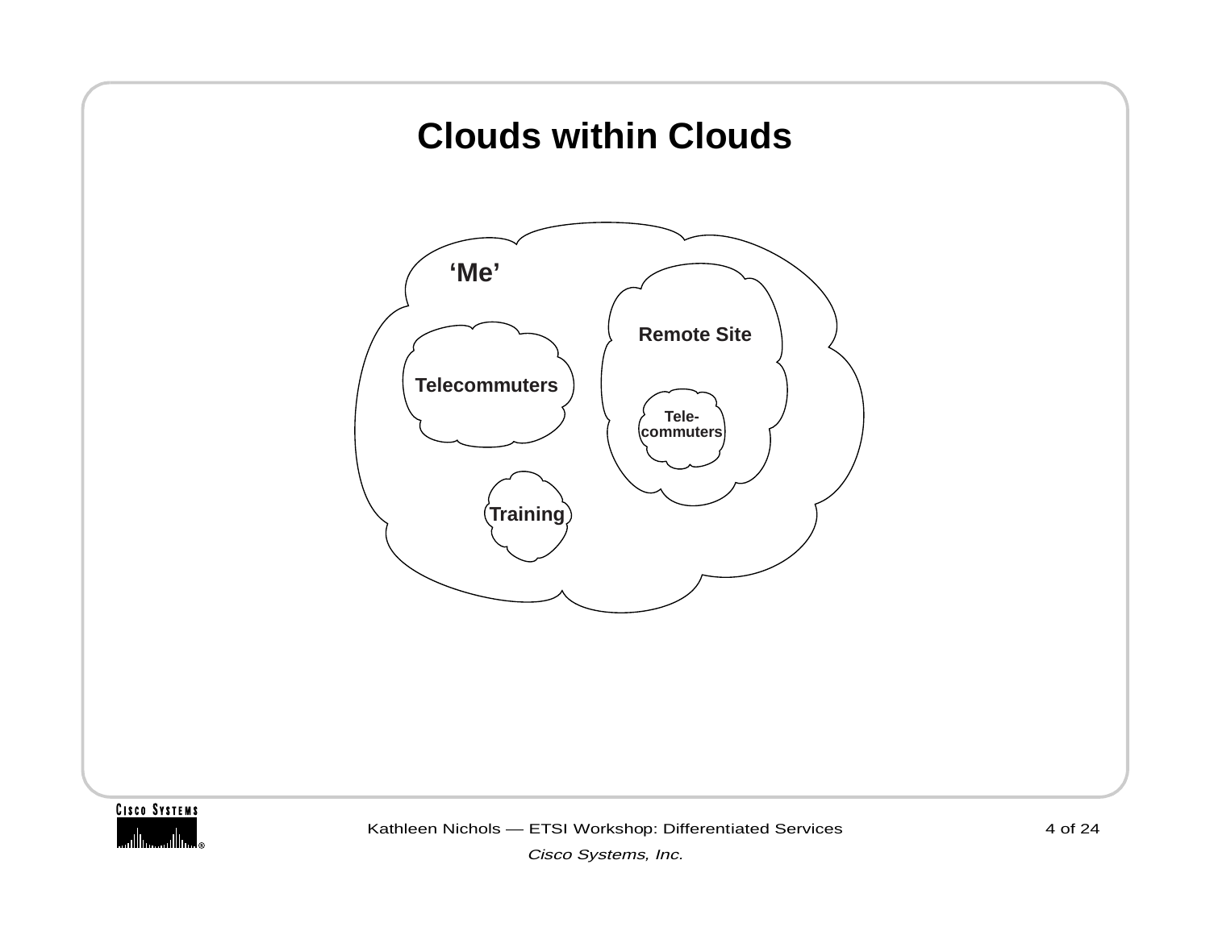# Clouds within Clouds

'Me'

Telecommuters

Remote Site

Tele-
commuters

Training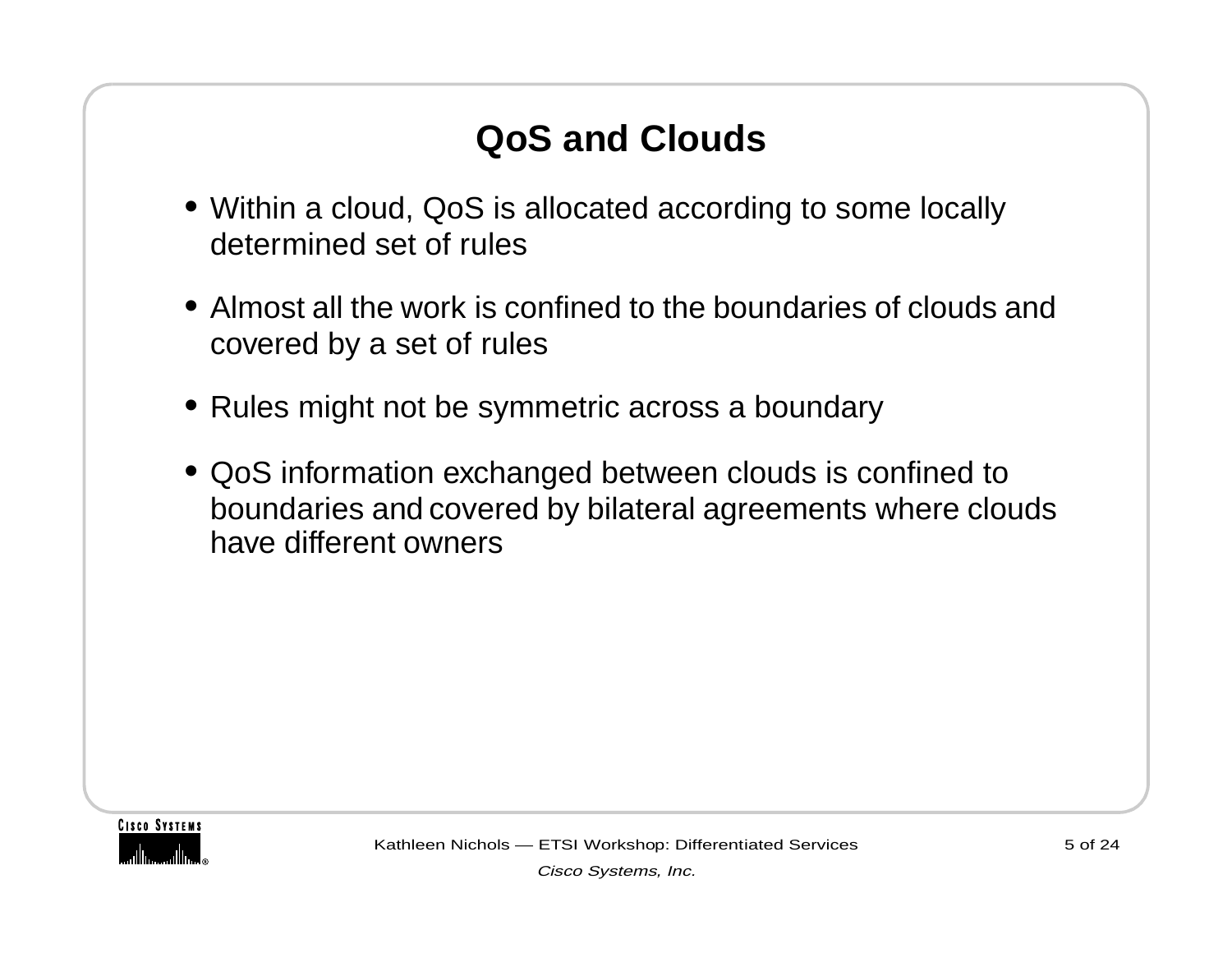# QoS and Clouds

- Within a cloud, QoS is allocated according to some locally determined set of rules
- Almost all the work is confined to the boundaries of clouds and covered by a set of rules
- Rules might not be symmetric across a boundary
- QoS information exchanged between clouds is confined to boundaries and covered by bilateral agreements where clouds have different owners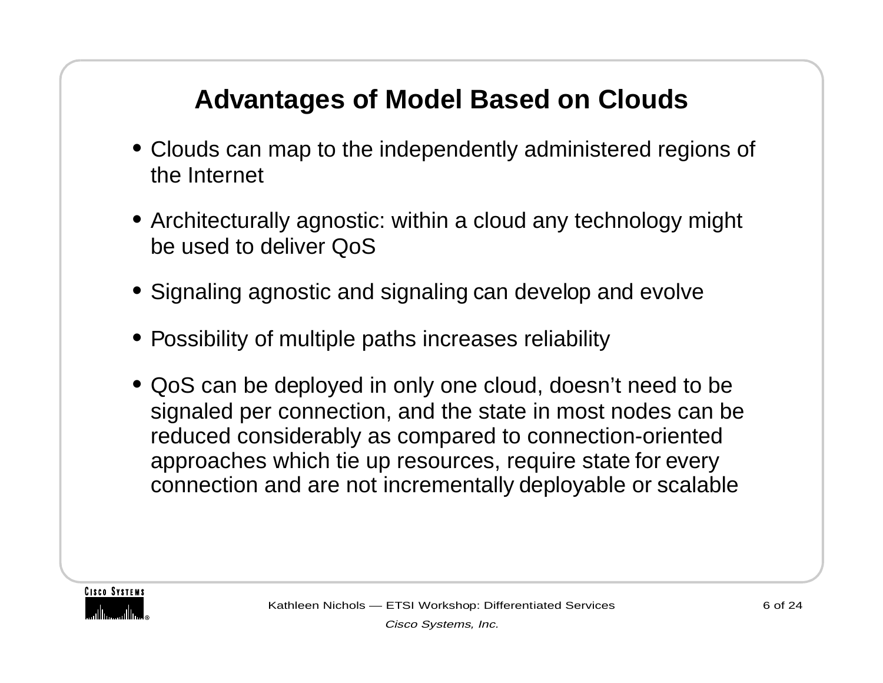# Advantages of Model Based on Clouds

- Clouds can map to the independently administered regions of the Internet
- Architecturally agnostic: within a cloud any technology might be used to deliver QoS
- Signaling agnostic and signaling can develop and evolve
- Possibility of multiple paths increases reliability
- QoS can be deployed in only one cloud, doesn’t need to be signaled per connection, and the state in most nodes can be reduced considerably as compared to connection-oriented approaches which tie up resources, require state for every connection and are not incrementally deployable or scalable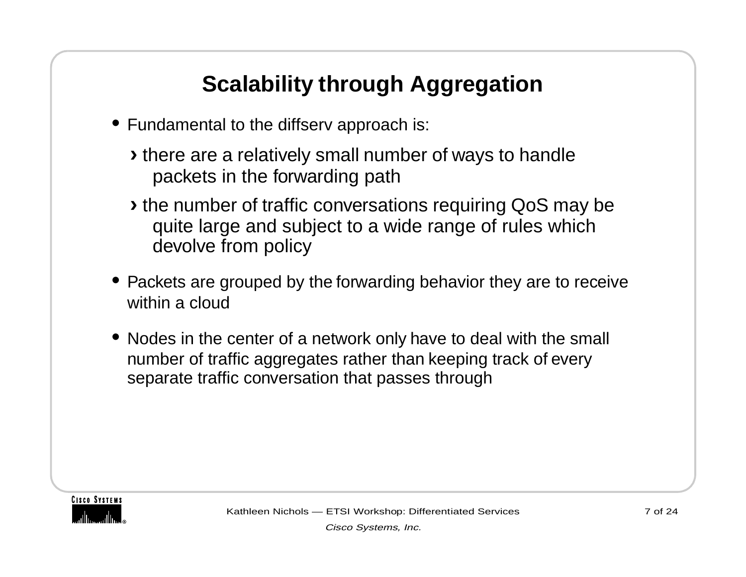# Scalability through Aggregation

- Fundamental to the diffserv approach is:
  - there are a relatively small number of ways to handle packets in the forwarding path
  - the number of traffic conversations requiring QoS may be quite large and subject to a wide range of rules which devolve from policy
- Packets are grouped by the forwarding behavior they are to receive within a cloud
- Nodes in the center of a network only have to deal with the small number of traffic aggregates rather than keeping track of every separate traffic conversation that passes through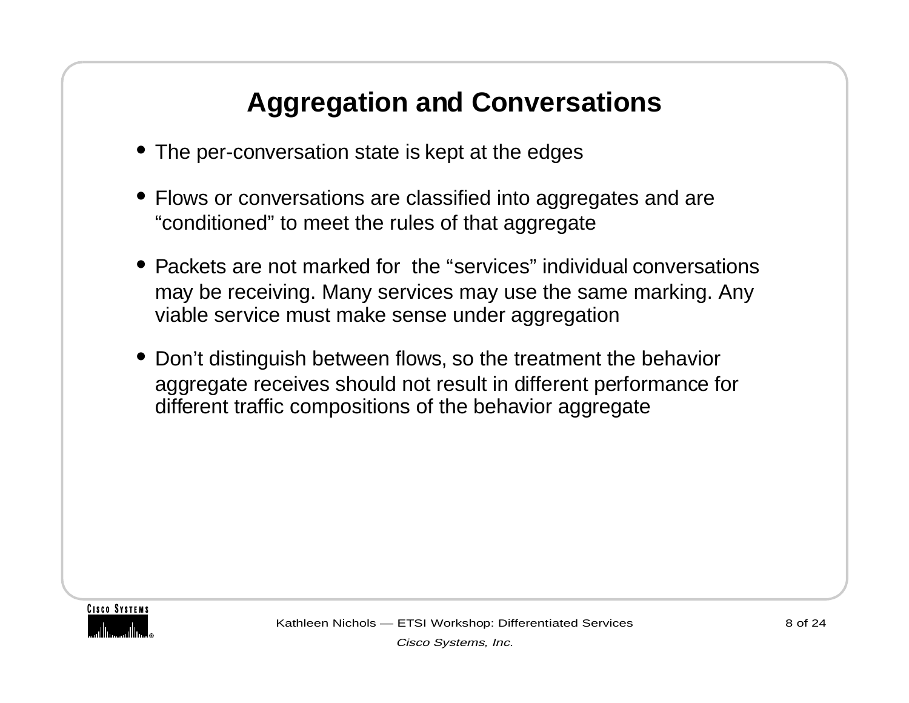# Aggregation and Conversations

- The per-conversation state is kept at the edges
- Flows or conversations are classified into aggregates and are "conditioned" to meet the rules of that aggregate
- Packets are not marked for the "services" individual conversations may be receiving. Many services may use the same marking. Any viable service must make sense under aggregation
- Don't distinguish between flows, so the treatment the behavior aggregate receives should not result in different performance for different traffic compositions of the behavior aggregate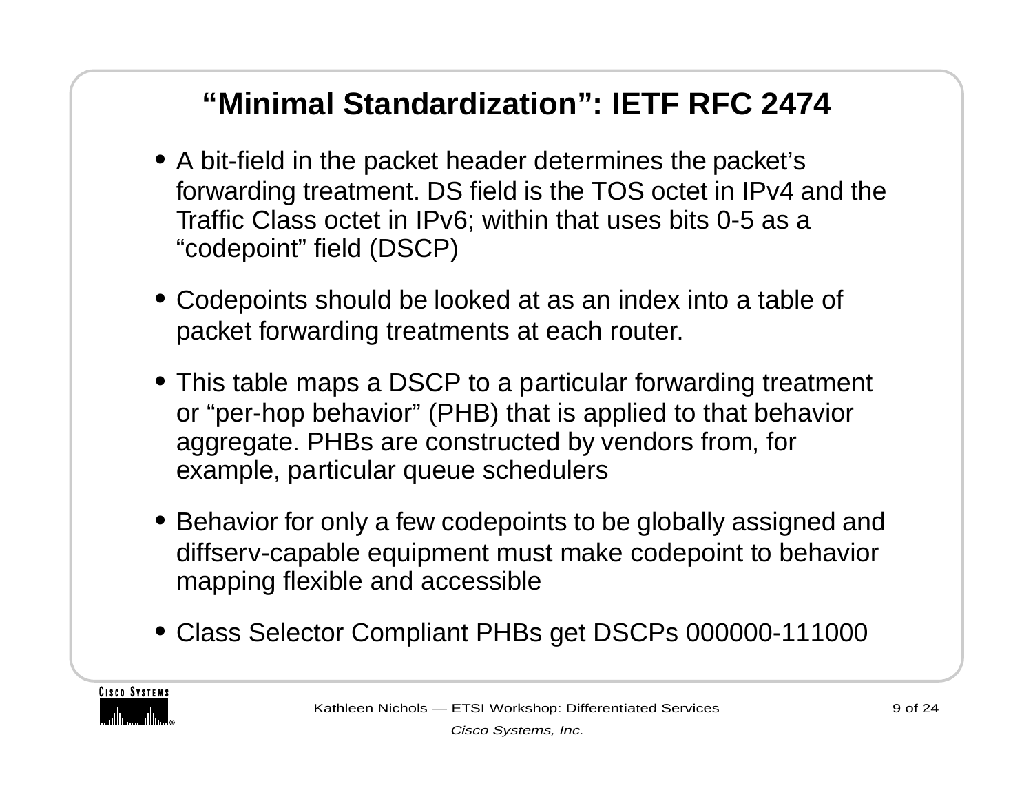# "Minimal Standardization": IETF RFC 2474

- A bit-field in the packet header determines the packet's forwarding treatment. DS field is the TOS octet in IPv4 and the Traffic Class octet in IPv6; within that uses bits 0-5 as a "codepoint" field (DSCP)
- Codepoints should be looked at as an index into a table of packet forwarding treatments at each router.
- This table maps a DSCP to a particular forwarding treatment or "per-hop behavior" (PHB) that is applied to that behavior aggregate. PHBs are constructed by vendors from, for example, particular queue schedulers
- Behavior for only a few codepoints to be globally assigned and diffserv-capable equipment must make codepoint to behavior mapping flexible and accessible
- Class Selector Compliant PHBs get DSCPs 000000-111000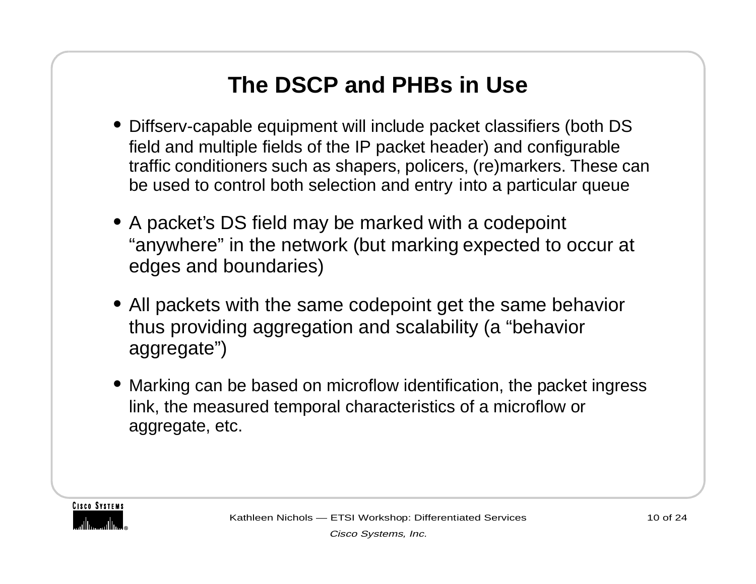# The DSCP and PHBs in Use

- Diffserv-capable equipment will include packet classifiers (both DS field and multiple fields of the IP packet header) and configurable traffic conditioners such as shapers, policers, (re)markers. These can be used to control both selection and entry into a particular queue
- A packet's DS field may be marked with a codepoint "anywhere" in the network (but marking expected to occur at edges and boundaries)
- All packets with the same codepoint get the same behavior thus providing aggregation and scalability (a "behavior aggregate")
- Marking can be based on microflow identification, the packet ingress link, the measured temporal characteristics of a microflow or aggregate, etc.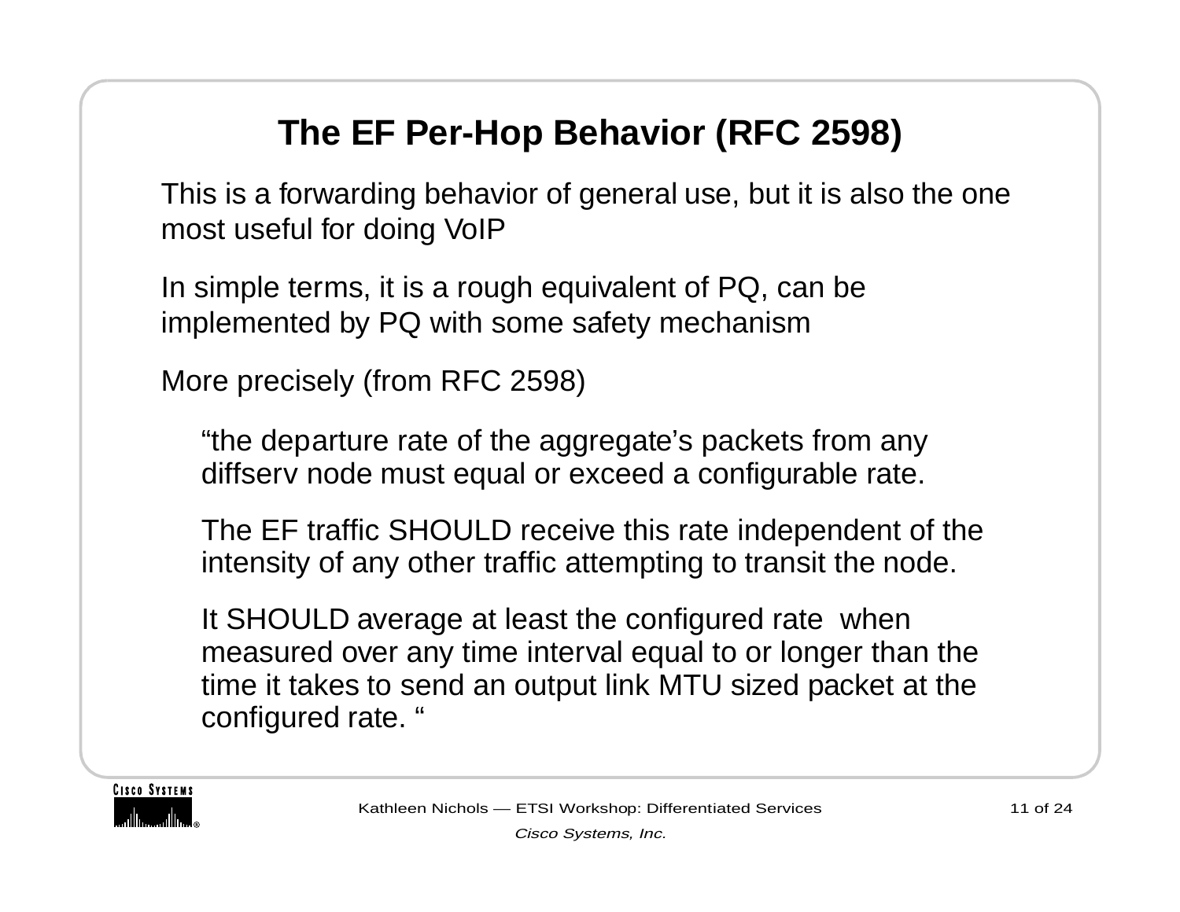# The EF Per-Hop Behavior (RFC 2598)

This is a forwarding behavior of general use, but it is also the one most useful for doing VoIP

In simple terms, it is a rough equivalent of PQ, can be implemented by PQ with some safety mechanism

More precisely (from RFC 2598)

> “the departure rate of the aggregate’s packets from any diffserv node must equal or exceed a configurable rate.
>
> The EF traffic SHOULD receive this rate independent of the intensity of any other traffic attempting to transit the node.
>
> It SHOULD average at least the configured rate when measured over any time interval equal to or longer than the time it takes to send an output link MTU sized packet at the configured rate. “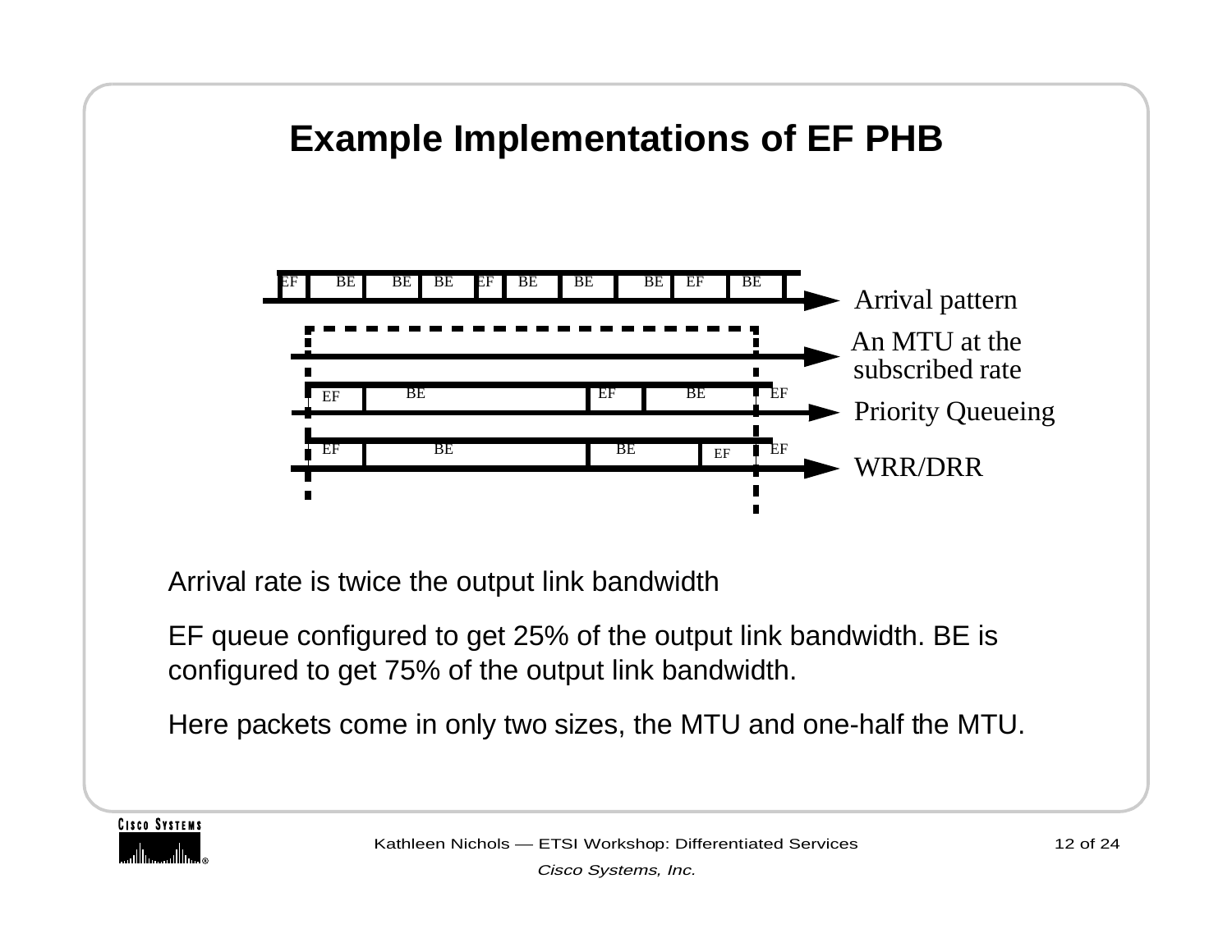# Example Implementations of EF PHB

Arrival rate is twice the output link bandwidth

EF queue configured to get 25% of the output link bandwidth. BE is configured to get 75% of the output link bandwidth.

Here packets come in only two sizes, the MTU and one-half the MTU.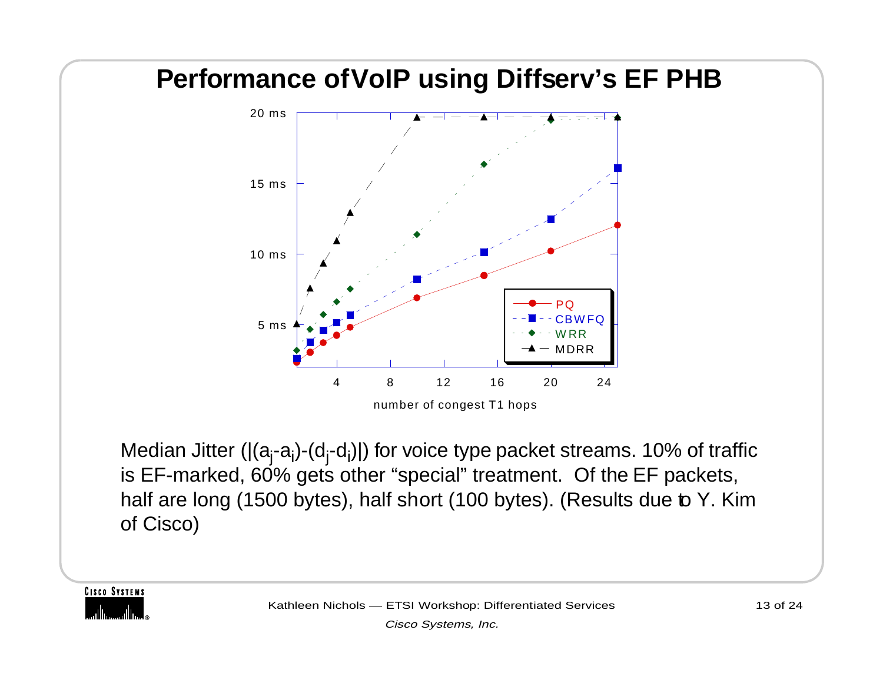# Performance of VoIP using Diffserv's EF PHB

Median Jitter ($|(a_j-a_i)-(d_j-d_i)|$) for voice type packet streams. 10% of traffic is EF-marked, 60% gets other "special" treatment. Of the EF packets, half are long (1500 bytes), half short (100 bytes). (Results due to Y. Kim of Cisco)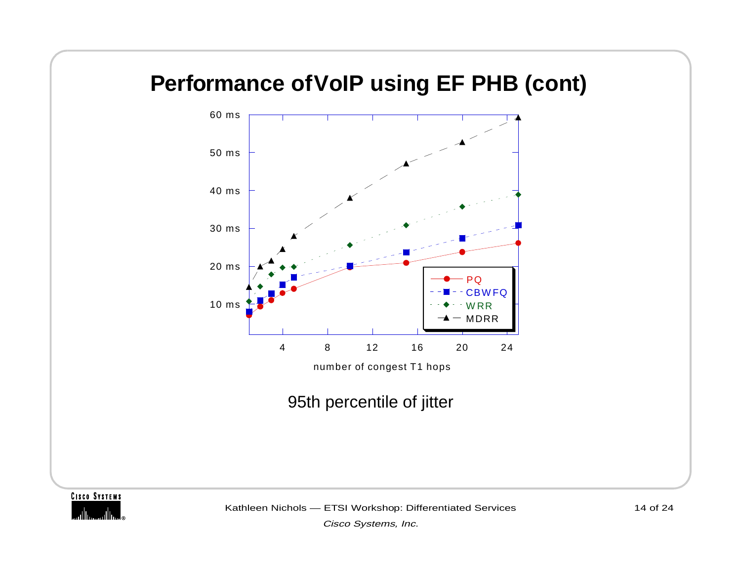# Performance ofVoIP using EF PHB (cont)

95th percentile of jitter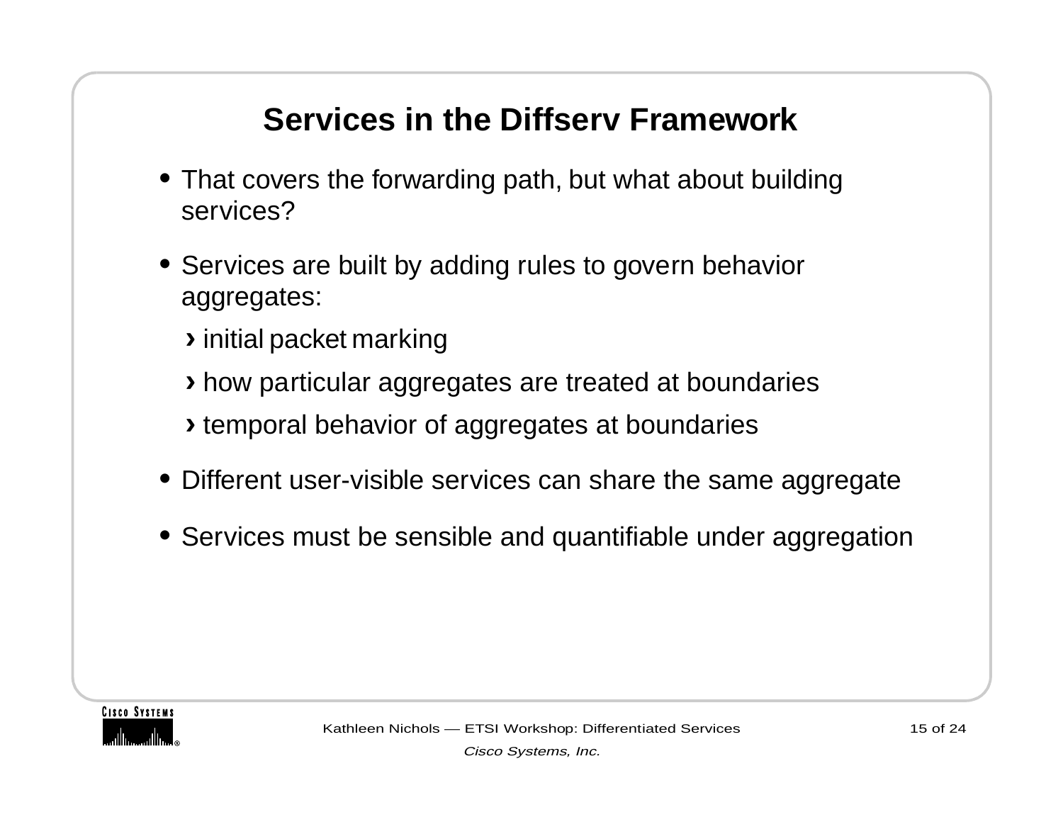# Services in the Diffserv Framework

- That covers the forwarding path, but what about building services?
- Services are built by adding rules to govern behavior aggregates:
  - initial packet marking
  - how particular aggregates are treated at boundaries
  - temporal behavior of aggregates at boundaries
- Different user-visible services can share the same aggregate
- Services must be sensible and quantifiable under aggregation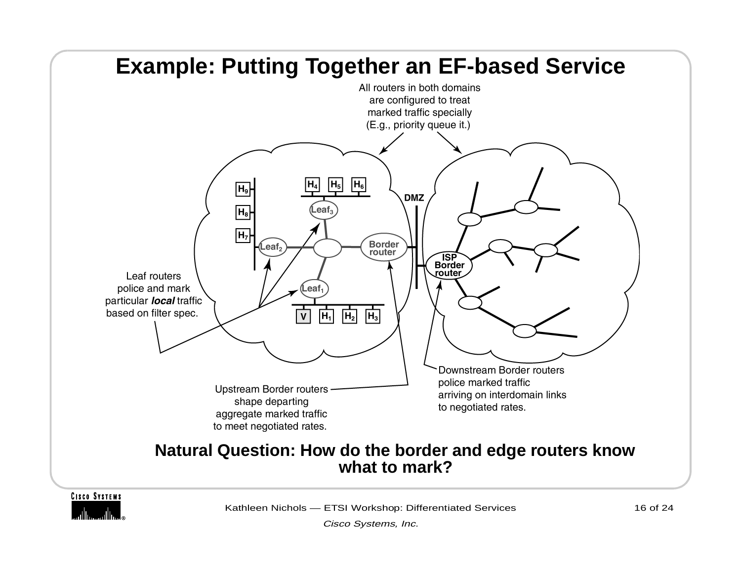# Example: Putting Together an EF-based Service

All routers in both domains are configured to treat marked traffic specially (E.g., priority queue it.)

$H_9$ $H_8$ $H_7$ $H_4$ $H_5$ $H_6$ $Leaf_3$ $Leaf_2$ Border router DMZ ISP Border router $Leaf_1$ V $H_1$ $H_2$ $H_3$

Leaf routers police and mark particular ***local*** traffic based on filter spec.

Upstream Border routers shape departing aggregate marked traffic to meet negotiated rates.

Downstream Border routers police marked traffic arriving on interdomain links to negotiated rates.

**Natural Question: How do the border and edge routers know what to mark?**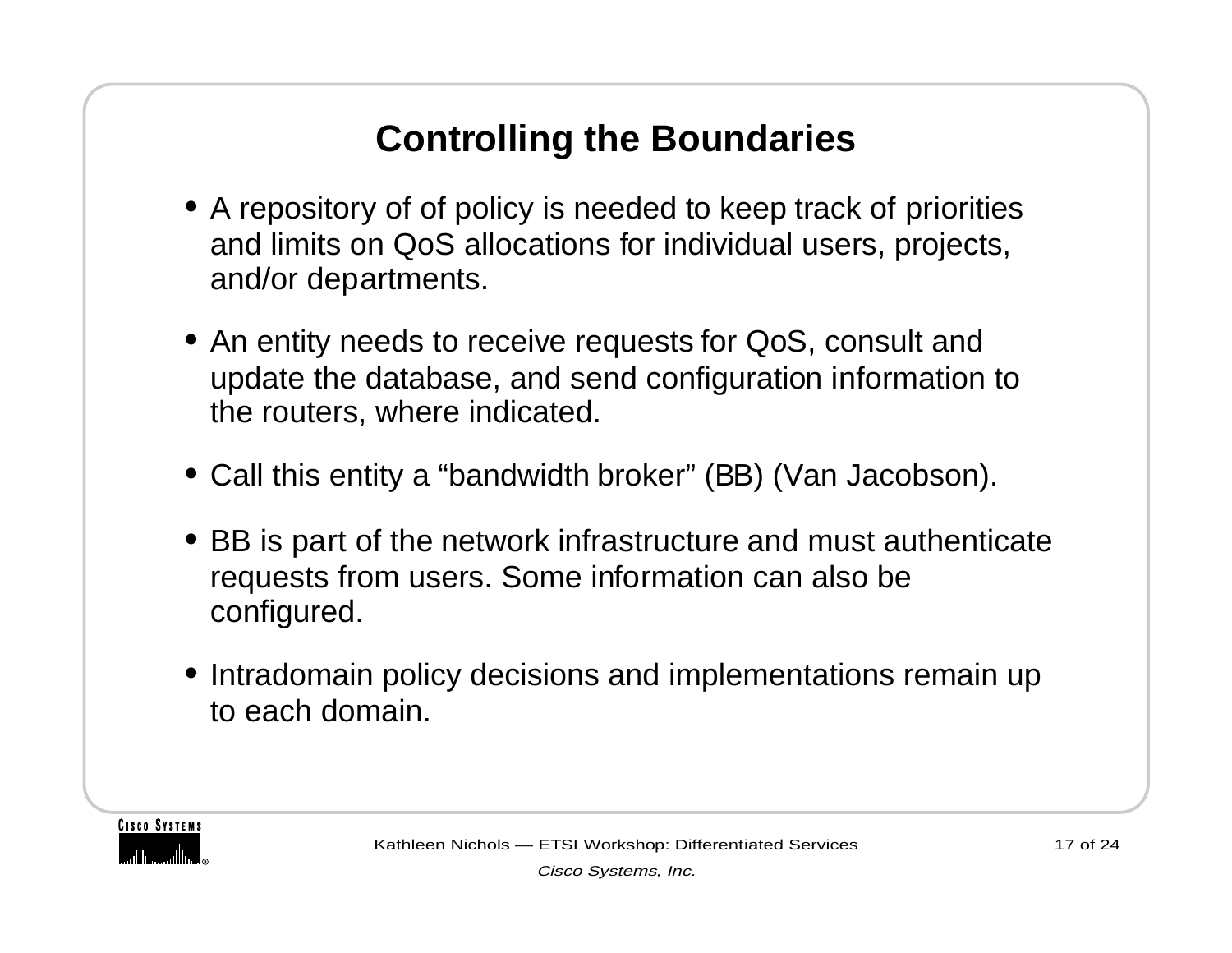# Controlling the Boundaries

- A repository of of policy is needed to keep track of priorities and limits on QoS allocations for individual users, projects, and/or departments.
- An entity needs to receive requests for QoS, consult and update the database, and send configuration information to the routers, where indicated.
- Call this entity a “bandwidth broker” (BB) (Van Jacobson).
- BB is part of the network infrastructure and must authenticate requests from users. Some information can also be configured.
- Intradomain policy decisions and implementations remain up to each domain.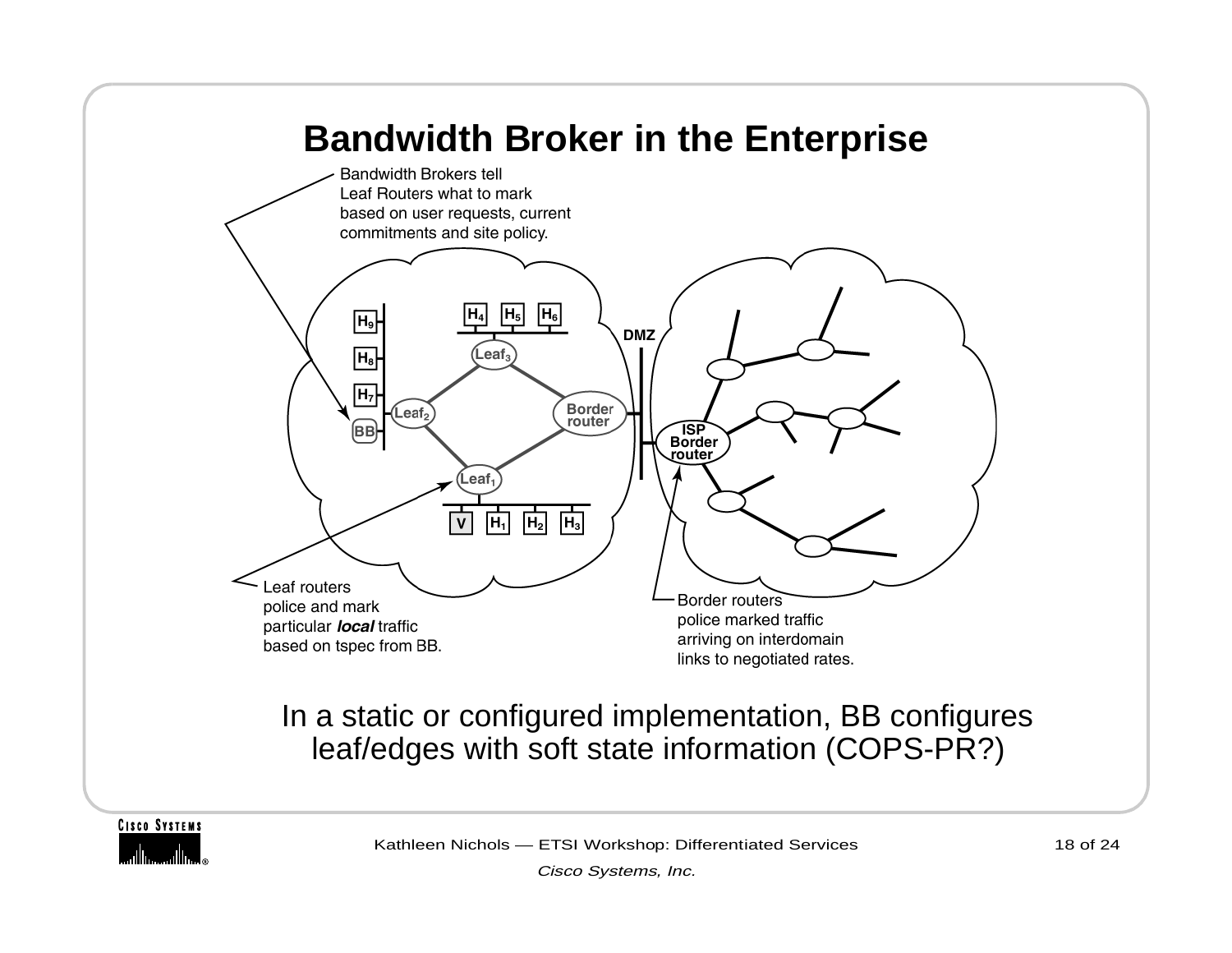# Bandwidth Broker in the Enterprise

Bandwidth Brokers tell Leaf Routers what to mark based on user requests, current commitments and site policy.

$H_9$, $H_8$, $H_7$, BB, $H_4$, $H_5$, $H_6$, $Leaf_3$, $Leaf_2$, Border router, DMZ, ISP Border router, $Leaf_1$, V, $H_1$, $H_2$, $H_3$

Leaf routers police and mark particular ***local*** traffic based on tspec from BB.

Border routers police marked traffic arriving on interdomain links to negotiated rates.

In a static or configured implementation, BB configures leaf/edges with soft state information (COPS-PR?)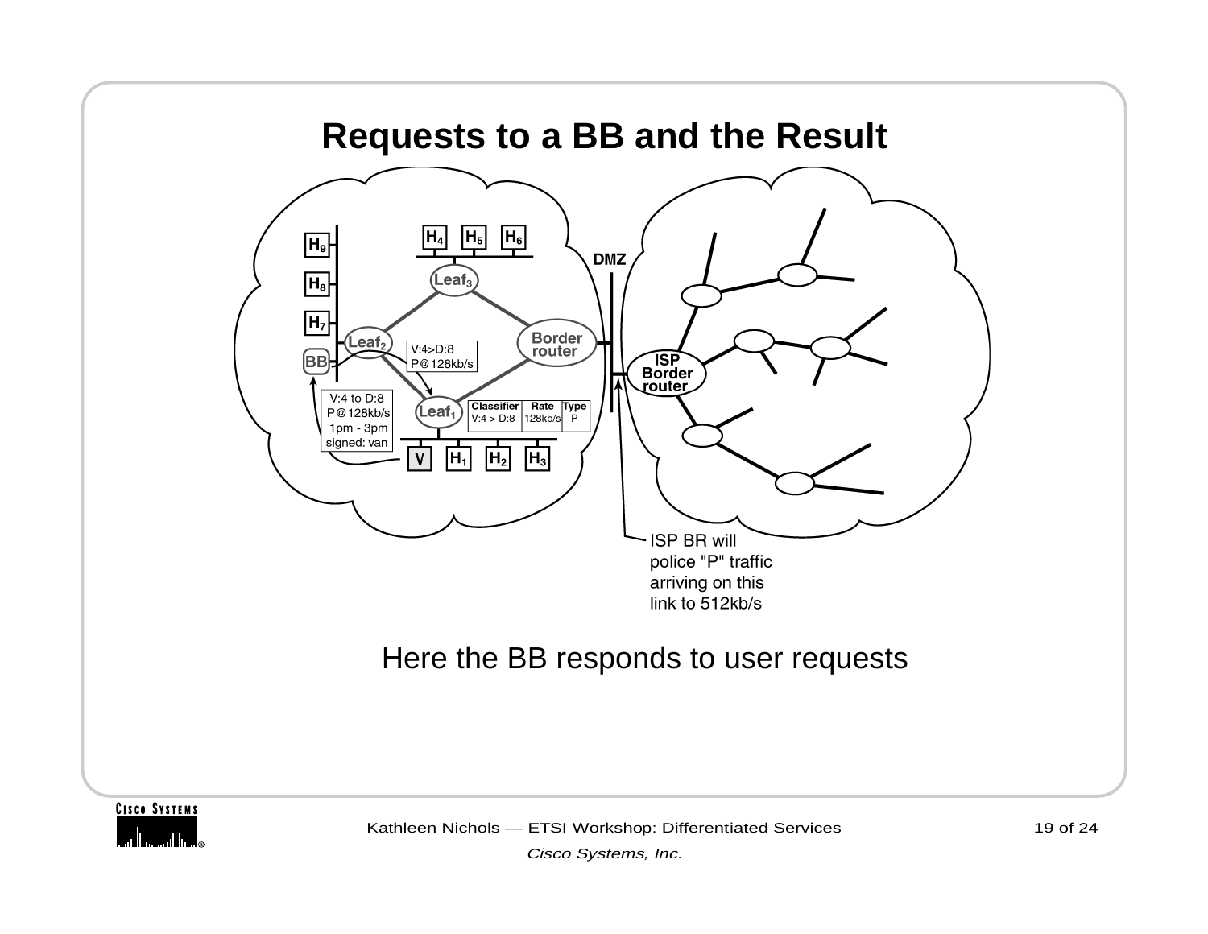# Requests to a BB and the Result

H9, H8, H7, BB, Leaf2, Leaf3, H4, H5, H6, Border router, DMZ, ISP Border router, Leaf1, V, H1, H2, H3

V:4 to D:8
P@128kb/s
1pm - 3pm
signed: van

V:4>D:8
P@128kb/s

| Classifier | Rate | Type |
|---|---|---|
| V:4 > D:8 | 128kb/s | P |

ISP BR will police "P" traffic arriving on this link to 512kb/s

Here the BB responds to user requests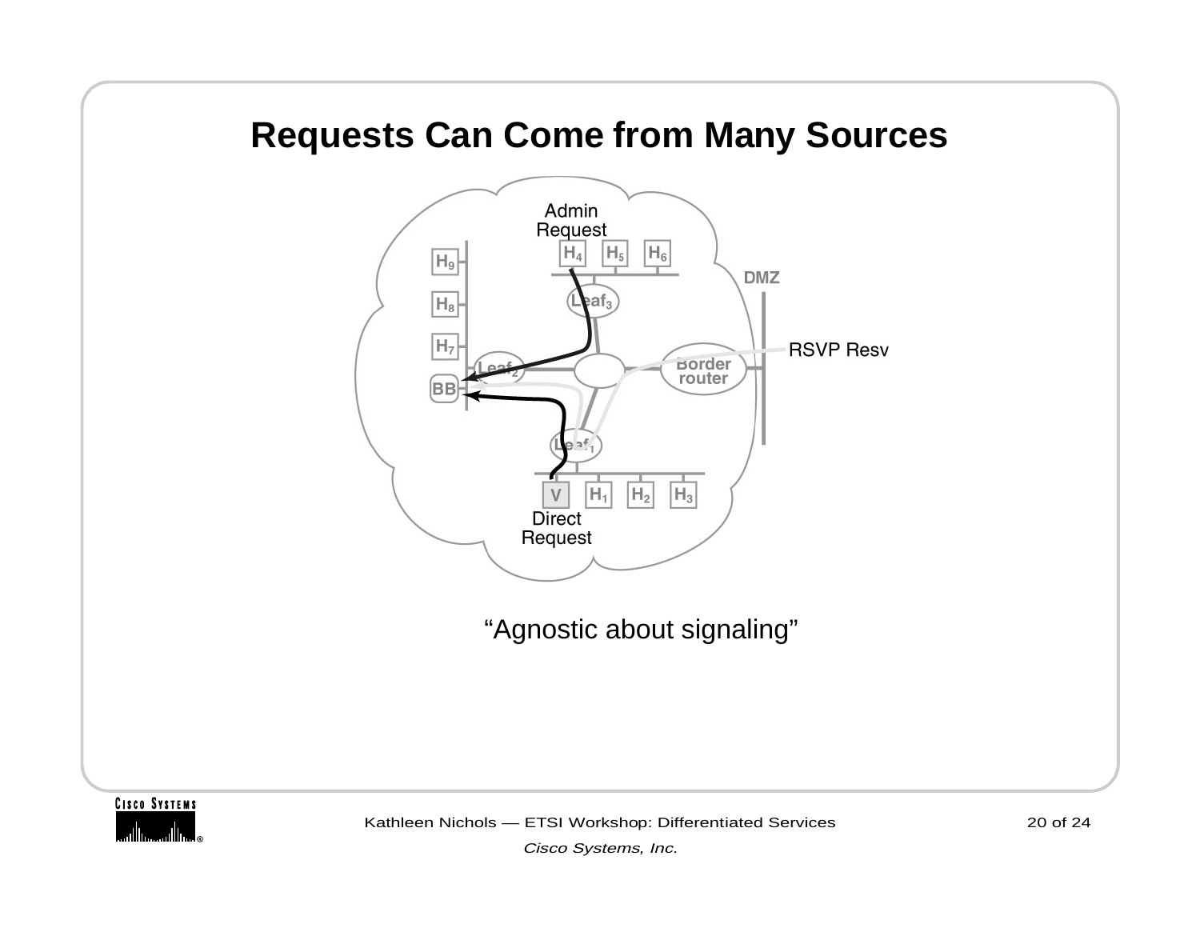# Requests Can Come from Many Sources

Admin Request

H4 H5 H6 H9 H8 H7 Leaf3 Leaf2 BB Border router DMZ RSVP Resv Leaf1 V H1 H2 H3

Direct Request

"Agnostic about signaling"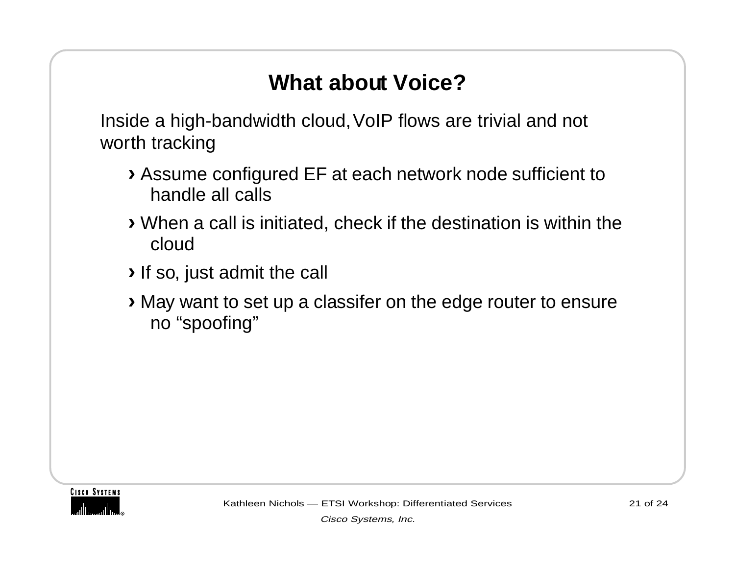# What about Voice?

Inside a high-bandwidth cloud, VoIP flows are trivial and not worth tracking

- Assume configured EF at each network node sufficient to handle all calls
- When a call is initiated, check if the destination is within the cloud
- If so, just admit the call
- May want to set up a classifer on the edge router to ensure no “spoofing”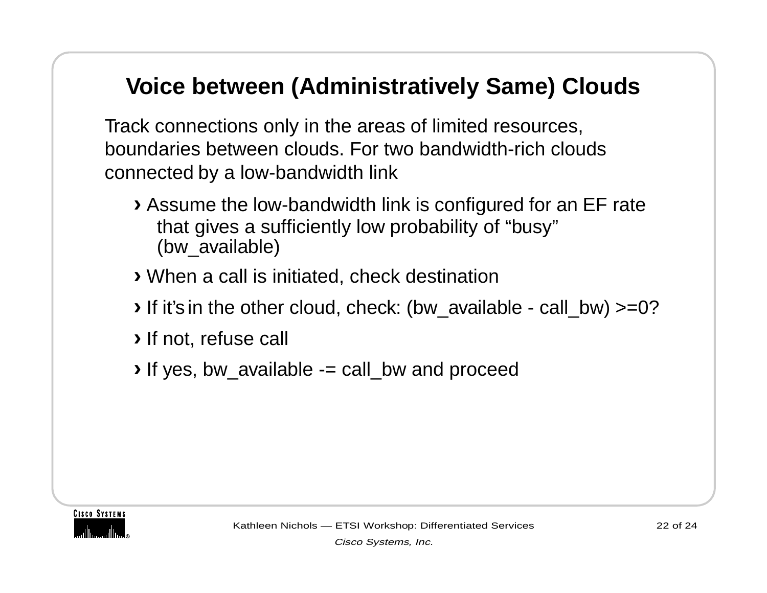# Voice between (Administratively Same) Clouds

Track connections only in the areas of limited resources, boundaries between clouds. For two bandwidth-rich clouds connected by a low-bandwidth link

- Assume the low-bandwidth link is configured for an EF rate that gives a sufficiently low probability of “busy” (bw_available)
- When a call is initiated, check destination
- If it’s in the other cloud, check: (bw_available - call_bw) >=0?
- If not, refuse call
- If yes, bw_available -= call_bw and proceed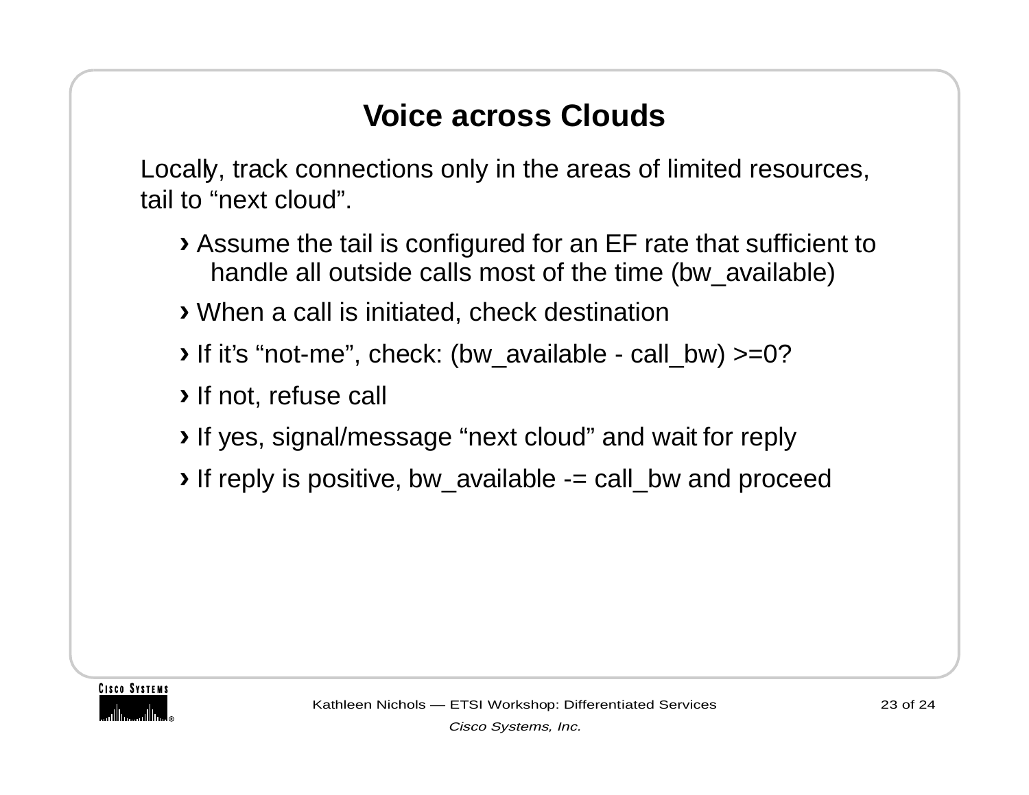# Voice across Clouds

Locally, track connections only in the areas of limited resources, tail to “next cloud”.

- Assume the tail is configured for an EF rate that sufficient to handle all outside calls most of the time (bw_available)
- When a call is initiated, check destination
- If it’s “not-me”, check: (bw_available - call_bw) >=0?
- If not, refuse call
- If yes, signal/message “next cloud” and wait for reply
- If reply is positive, bw_available -= call_bw and proceed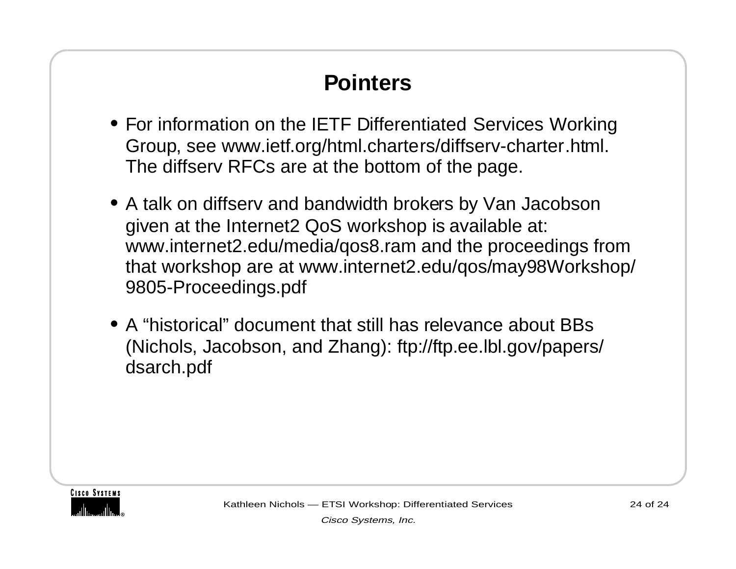# Pointers

- For information on the IETF Differentiated Services Working Group, see www.ietf.org/html.charters/diffserv-charter.html. The diffserv RFCs are at the bottom of the page.
- A talk on diffserv and bandwidth brokers by Van Jacobson given at the Internet2 QoS workshop is available at: www.internet2.edu/media/qos8.ram and the proceedings from that workshop are at www.internet2.edu/qos/may98Workshop/9805-Proceedings.pdf
- A “historical” document that still has relevance about BBs (Nichols, Jacobson, and Zhang): ftp://ftp.ee.lbl.gov/papers/dsarch.pdf